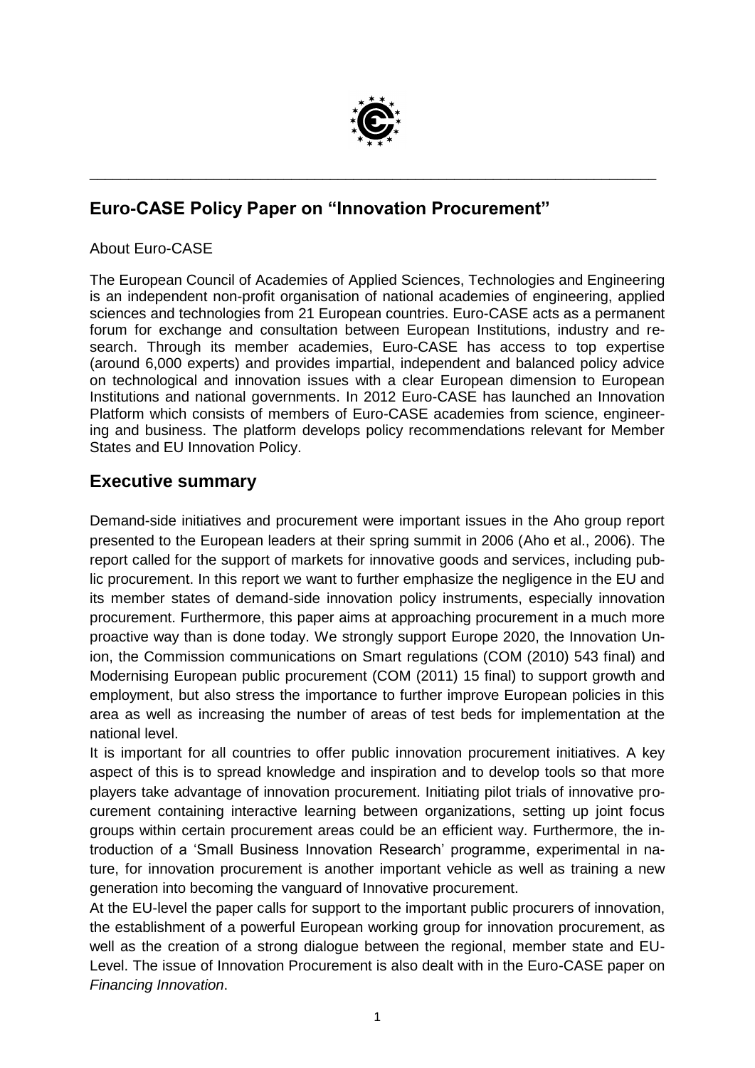## Euro-CASE Policy Paper on "Innovation Procurement"

About Euro-CASE

The European Council of Academies of Applied Sciences, Technologies and Engineering is an independent non-profit organisation of national academies of engineering, applied sciences and technologies from 21 European countries. Euro-CASE acts as a permanent forum for exchange and consultation between European Institutions, industry and research. Through its member academies, Euro-CASE has access to top expertise (around 6,000 experts) and provides impartial, independent and balanced policy advice on technological and innovation issues with a clear European dimension to European Institutions and national governments. In 2012 Euro-CASE has launched an Innovation Platform which consists of members of Euro-CASE academies from science, engineering and business. The platform develops policy recommendations relevant for Member States and EU Innovation Policy.

## Executive summary

Demand-side initiatives and procurement were important issues in the Aho group report presented to the European leaders at their spring summit in 2006 (Aho et al., 2006). The report called for the support of markets for innovative goods and services, including public procurement. In this report we want to further emphasize the negligence in the EU and its member states of demand-side innovation policy instruments, especially innovation procurement. Furthermore, this paper aims at approaching procurement in a much more proactive way than is done today. We strongly support Europe 2020, the Innovation Union, the Commission communications on Smart regulations (COM (2010) 543 final) and Modernising European public procurement (COM (2011) 15 final) to support growth and employment, but also stress the importance to further improve European policies in this area as well as increasing the number of areas of test beds for implementation at the national level.

It is important for all countries to offer public innovation procurement initiatives. A key aspect of this is to spread knowledge and inspiration and to develop tools so that more players take advantage of innovation procurement. Initiating pilot trials of innovative procurement containing interactive learning between organizations, setting up joint focus groups within certain procurement areas could be an efficient way. Furthermore, the introduction of a 'Small Business Innovation Research' programme, experimental in nature, for innovation procurement is another important vehicle as well as training a new generation into becoming the vanguard of Innovative procurement.

At the EU-level the paper calls for support to the important public procurers of innovation, the establishment of a powerful European working group for innovation procurement, as well as the creation of a strong dialogue between the regional, member state and EU-Level. The issue of Innovation Procurement is also dealt with in the Euro-CASE paper on *Financing Innovation*.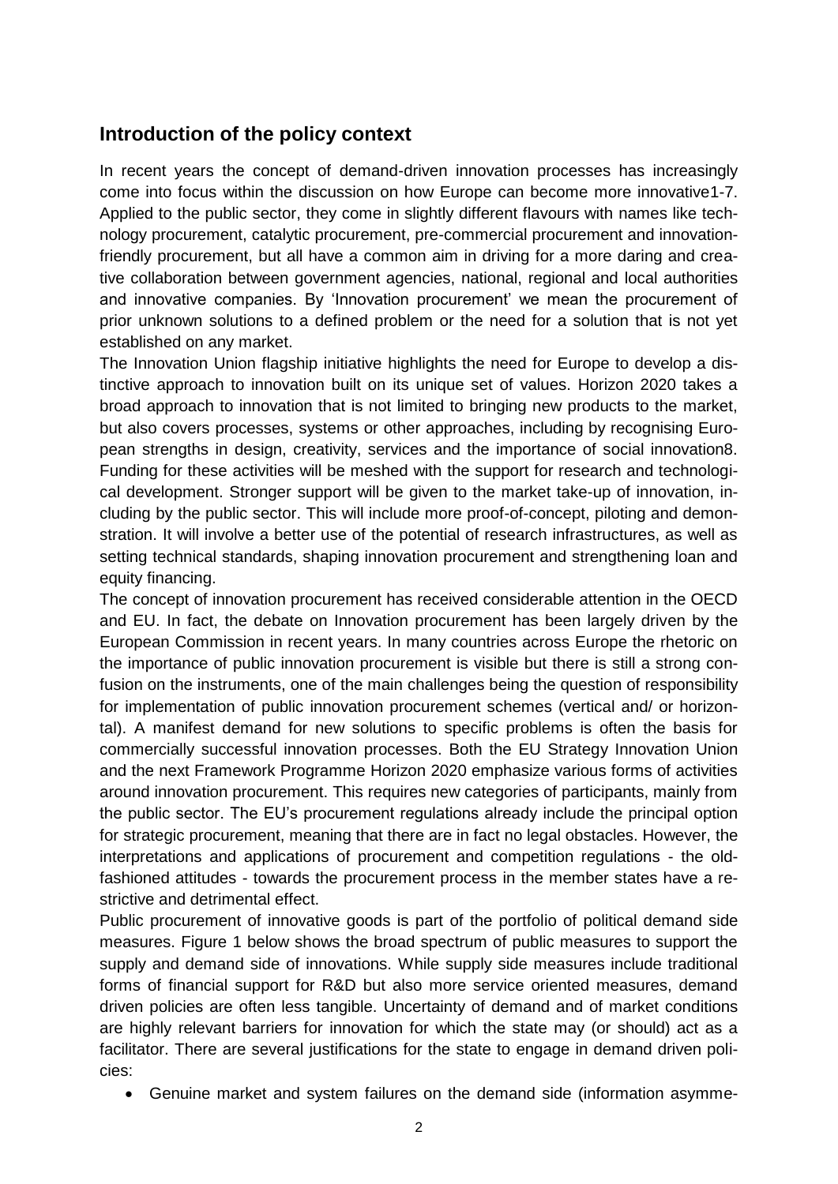## Introduction of the policy context

In recent years the concept of demand-driven innovation processes has increasingly come into focus within the discussion on how Europe can become more innovative[1-7]. Applied to the public sector, they come in slightly different flavours with names like technology procurement, catalytic procurement, pre-commercial procurement and innovation-friendly procurement, but all have a common aim in driving for a more daring and creative collaboration between government agencies, national, regional and local authorities and innovative companies. By 'Innovation procurement' we mean the procurement of prior unknown solutions to a defined problem or the need for a solution that is not yet established on any market.

The Innovation Union flagship initiative highlights the need for Europe to develop a distinctive approach to innovation built on its unique set of values. Horizon 2020 takes a broad approach to innovation that is not limited to bringing new products to the market, but also covers processes, systems or other approaches, including by recognising European strengths in design, creativity, services and the importance of social innovation[8]. Funding for these activities will be meshed with the support for research and technological development. Stronger support will be given to the market take-up of innovation, including by the public sector. This will include more proof-of-concept, piloting and demonstration. It will involve a better use of the potential of research infrastructures, as well as setting technical standards, shaping innovation procurement and strengthening loan and equity financing.

The concept of innovation procurement has received considerable attention in the OECD and EU. In fact, the debate on Innovation procurement has been largely driven by the European Commission in recent years. In many countries across Europe the rhetoric on the importance of public innovation procurement is visible but there is still a strong confusion on the instruments, one of the main challenges being the question of responsibility for implementation of public innovation procurement schemes (vertical and/ or horizontal). A manifest demand for new solutions to specific problems is often the basis for commercially successful innovation processes. Both the EU Strategy Innovation Union and the next Framework Programme Horizon 2020 emphasize various forms of activities around innovation procurement. This requires new categories of participants, mainly from the public sector. The EU's procurement regulations already include the principal option for strategic procurement, meaning that there are in fact no legal obstacles. However, the interpretations and applications of procurement and competition regulations - the old-fashioned attitudes - towards the procurement process in the member states have a restrictive and detrimental effect.

Public procurement of innovative goods is part of the portfolio of political demand side measures. Figure 1 below shows the broad spectrum of public measures to support the supply and demand side of innovations. While supply side measures include traditional forms of financial support for R&D but also more service oriented measures, demand driven policies are often less tangible. Uncertainty of demand and of market conditions are highly relevant barriers for innovation for which the state may (or should) act as a facilitator. There are several justifications for the state to engage in demand driven policies:

- Genuine market and system failures on the demand side (information asymme-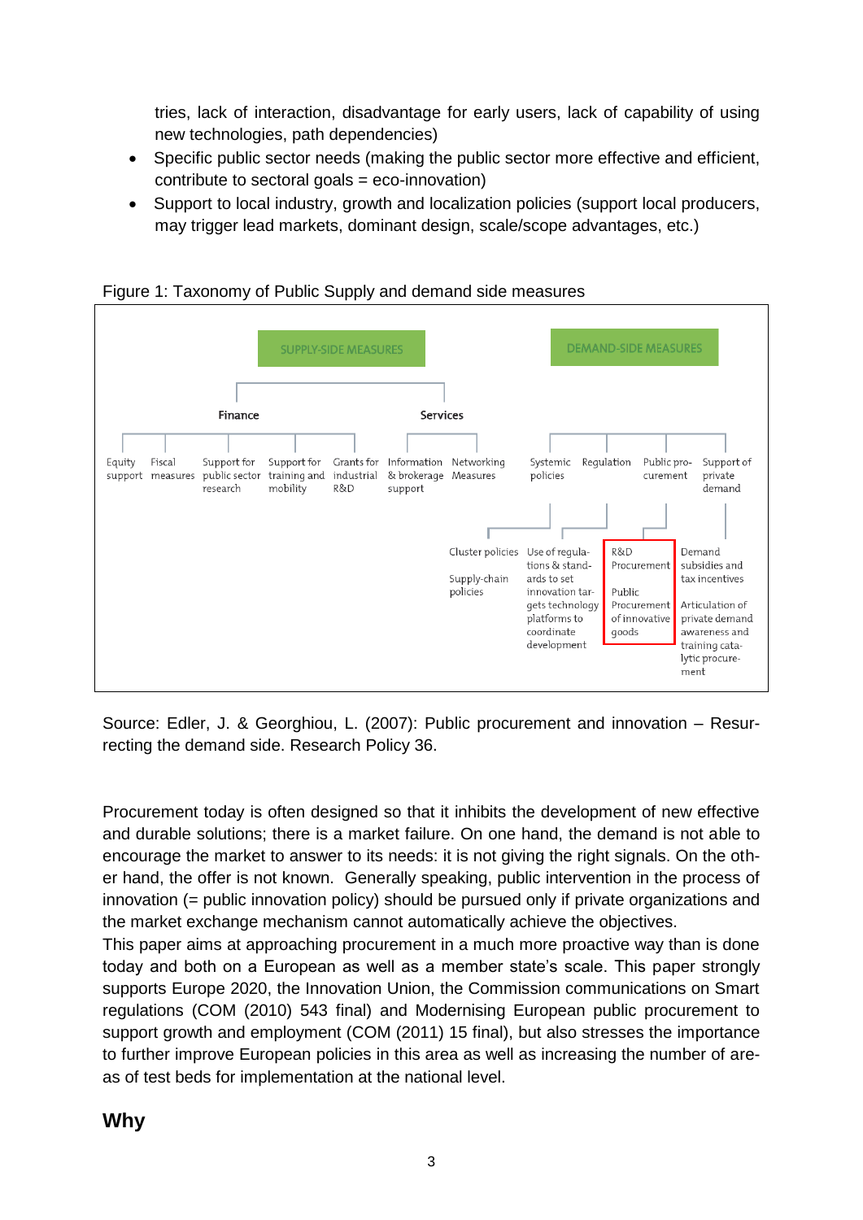tries, lack of interaction, disadvantage for early users, lack of capability of using new technologies, path dependencies)

- Specific public sector needs (making the public sector more effective and efficient, contribute to sectoral goals = eco-innovation)
- Support to local industry, growth and localization policies (support local producers, may trigger lead markets, dominant design, scale/scope advantages, etc.)

Figure 1: Taxonomy of Public Supply and demand side measures

SUPPLY-SIDE MEASURES

- Finance
  - Equity support
  - Fiscal measures
  - Support for public sector research
  - Support for training and mobility
  - Grants for industrial R&D
- Services
  - Information & brokerage support
  - Networking Measures

DEMAND-SIDE MEASURES

- Systemic policies
  - Cluster policies
  - Supply-chain policies
- Regulation
  - Use of regulations & standards to set innovation targets technology platforms to coordinate development
- Public procurement
  - R&D Procurement
  - Public Procurement of innovative goods
- Support of private demand
  - Demand subsidies and tax incentives
  - Articulation of private demand awareness and training catalytic procurement

Source: Edler, J. & Georghiou, L. (2007): Public procurement and innovation – Resurrecting the demand side. Research Policy 36.

Procurement today is often designed so that it inhibits the development of new effective and durable solutions; there is a market failure. On one hand, the demand is not able to encourage the market to answer to its needs: it is not giving the right signals. On the other hand, the offer is not known. Generally speaking, public intervention in the process of innovation (= public innovation policy) should be pursued only if private organizations and the market exchange mechanism cannot automatically achieve the objectives.

This paper aims at approaching procurement in a much more proactive way than is done today and both on a European as well as a member state's scale. This paper strongly supports Europe 2020, the Innovation Union, the Commission communications on Smart regulations (COM (2010) 543 final) and Modernising European public procurement to support growth and employment (COM (2011) 15 final), but also stresses the importance to further improve European policies in this area as well as increasing the number of areas of test beds for implementation at the national level.

## Why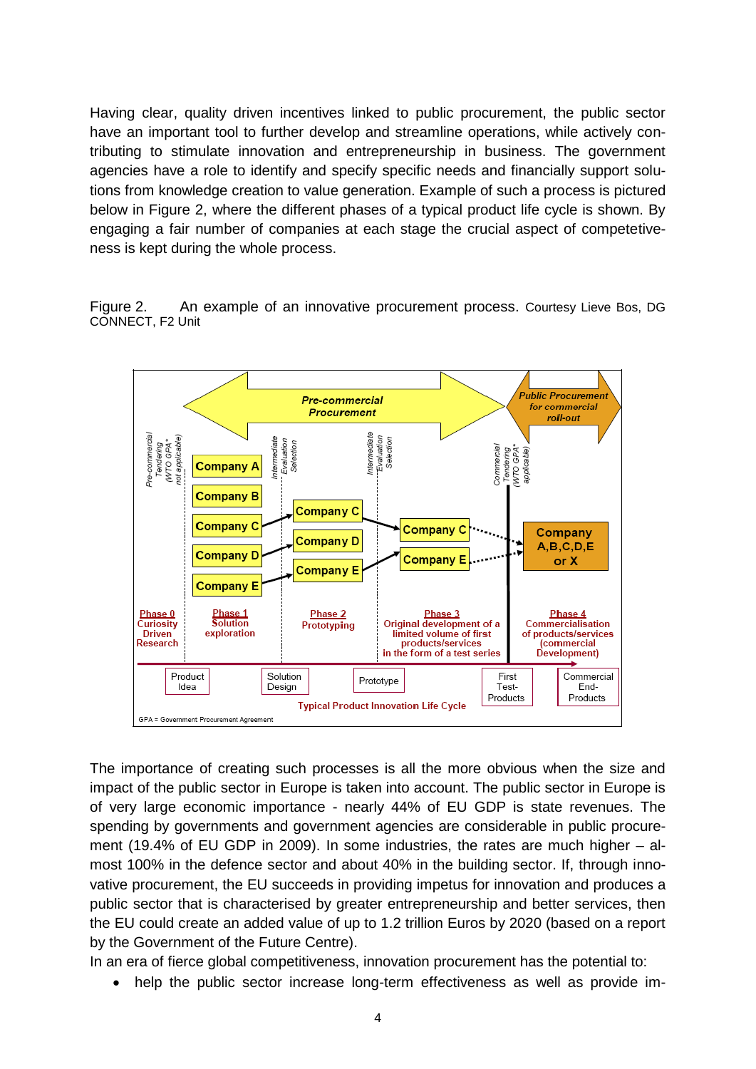Having clear, quality driven incentives linked to public procurement, the public sector have an important tool to further develop and streamline operations, while actively contributing to stimulate innovation and entrepreneurship in business. The government agencies have a role to identify and specify specific needs and financially support solutions from knowledge creation to value generation. Example of such a process is pictured below in Figure 2, where the different phases of a typical product life cycle is shown. By engaging a fair number of companies at each stage the crucial aspect of competetiveness is kept during the whole process.

Figure 2. An example of an innovative procurement process. Courtesy Lieve Bos, DG CONNECT, F2 Unit

The importance of creating such processes is all the more obvious when the size and impact of the public sector in Europe is taken into account. The public sector in Europe is of very large economic importance - nearly 44% of EU GDP is state revenues. The spending by governments and government agencies are considerable in public procurement (19.4% of EU GDP in 2009). In some industries, the rates are much higher – almost 100% in the defence sector and about 40% in the building sector. If, through innovative procurement, the EU succeeds in providing impetus for innovation and produces a public sector that is characterised by greater entrepreneurship and better services, then the EU could create an added value of up to 1.2 trillion Euros by 2020 (based on a report by the Government of the Future Centre).

In an era of fierce global competitiveness, innovation procurement has the potential to:

- help the public sector increase long-term effectiveness as well as provide im-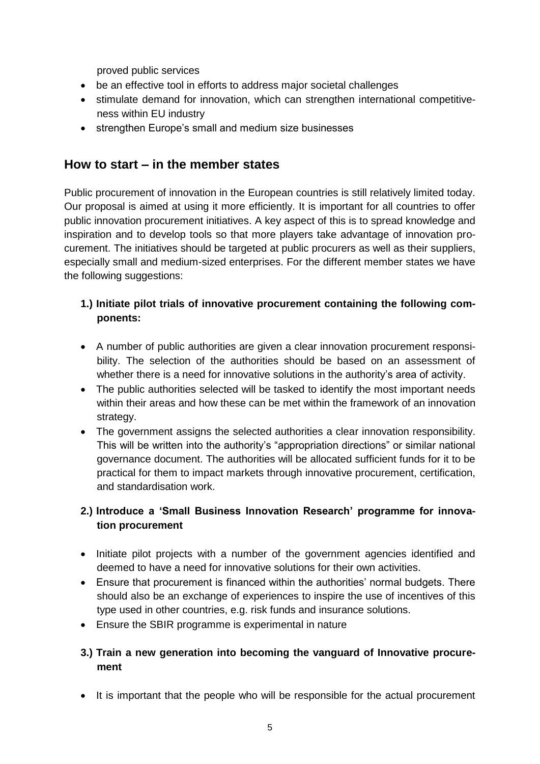proved public services

- be an effective tool in efforts to address major societal challenges
- stimulate demand for innovation, which can strengthen international competitiveness within EU industry
- strengthen Europe's small and medium size businesses

## How to start – in the member states

Public procurement of innovation in the European countries is still relatively limited today. Our proposal is aimed at using it more efficiently. It is important for all countries to offer public innovation procurement initiatives. A key aspect of this is to spread knowledge and inspiration and to develop tools so that more players take advantage of innovation procurement. The initiatives should be targeted at public procurers as well as their suppliers, especially small and medium-sized enterprises. For the different member states we have the following suggestions:

**1.) Initiate pilot trials of innovative procurement containing the following components:**

- A number of public authorities are given a clear innovation procurement responsibility. The selection of the authorities should be based on an assessment of whether there is a need for innovative solutions in the authority's area of activity.
- The public authorities selected will be tasked to identify the most important needs within their areas and how these can be met within the framework of an innovation strategy.
- The government assigns the selected authorities a clear innovation responsibility. This will be written into the authority's "appropriation directions" or similar national governance document. The authorities will be allocated sufficient funds for it to be practical for them to impact markets through innovative procurement, certification, and standardisation work.

**2.) Introduce a 'Small Business Innovation Research' programme for innovation procurement**

- Initiate pilot projects with a number of the government agencies identified and deemed to have a need for innovative solutions for their own activities.
- Ensure that procurement is financed within the authorities' normal budgets. There should also be an exchange of experiences to inspire the use of incentives of this type used in other countries, e.g. risk funds and insurance solutions.
- Ensure the SBIR programme is experimental in nature

**3.) Train a new generation into becoming the vanguard of Innovative procurement**

- It is important that the people who will be responsible for the actual procurement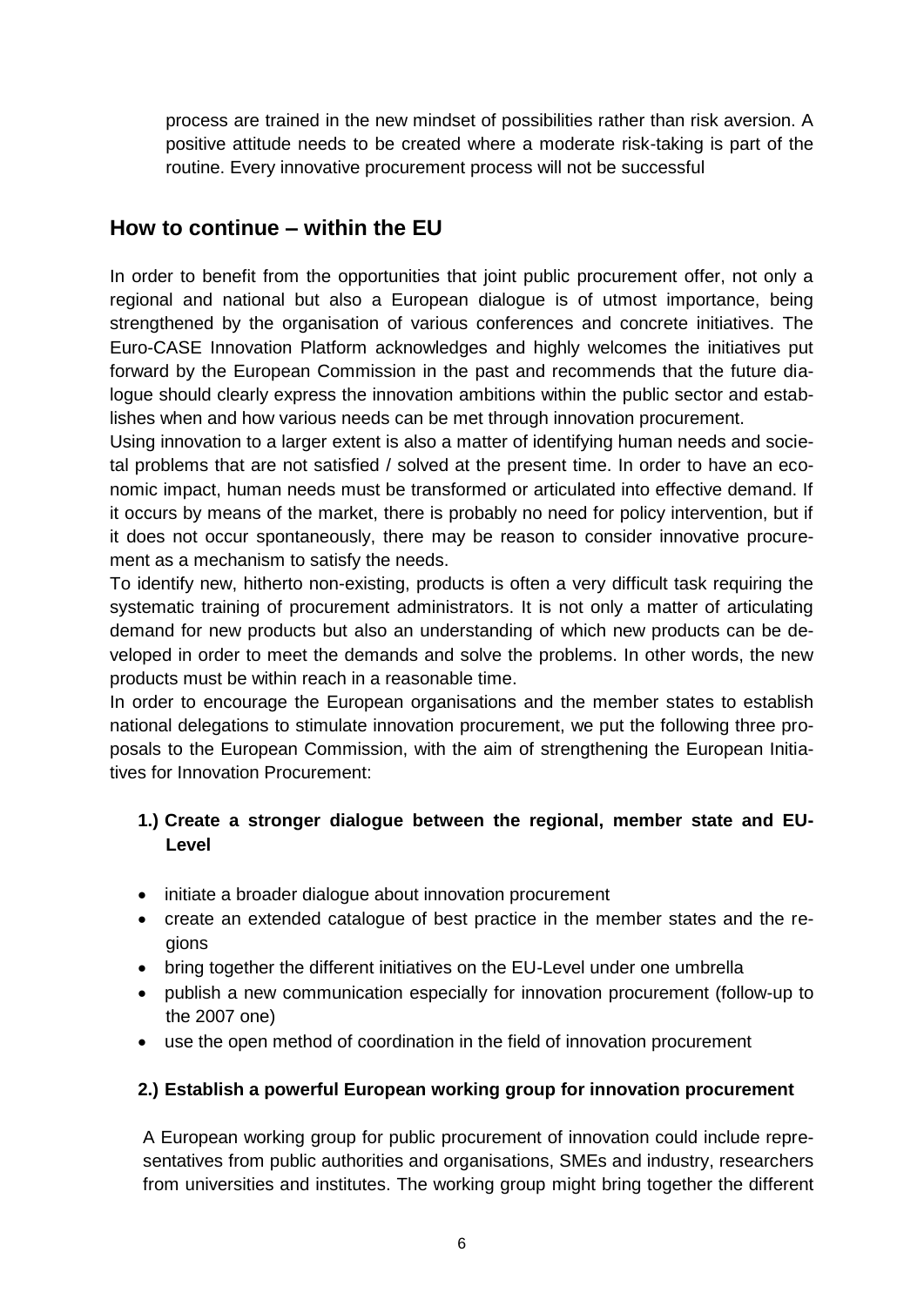process are trained in the new mindset of possibilities rather than risk aversion. A positive attitude needs to be created where a moderate risk-taking is part of the routine. Every innovative procurement process will not be successful

## How to continue – within the EU

In order to benefit from the opportunities that joint public procurement offer, not only a regional and national but also a European dialogue is of utmost importance, being strengthened by the organisation of various conferences and concrete initiatives. The Euro-CASE Innovation Platform acknowledges and highly welcomes the initiatives put forward by the European Commission in the past and recommends that the future dialogue should clearly express the innovation ambitions within the public sector and establishes when and how various needs can be met through innovation procurement.

Using innovation to a larger extent is also a matter of identifying human needs and societal problems that are not satisfied / solved at the present time. In order to have an economic impact, human needs must be transformed or articulated into effective demand. If it occurs by means of the market, there is probably no need for policy intervention, but if it does not occur spontaneously, there may be reason to consider innovative procurement as a mechanism to satisfy the needs.

To identify new, hitherto non-existing, products is often a very difficult task requiring the systematic training of procurement administrators. It is not only a matter of articulating demand for new products but also an understanding of which new products can be developed in order to meet the demands and solve the problems. In other words, the new products must be within reach in a reasonable time.

In order to encourage the European organisations and the member states to establish national delegations to stimulate innovation procurement, we put the following three proposals to the European Commission, with the aim of strengthening the European Initiatives for Innovation Procurement:

**1.) Create a stronger dialogue between the regional, member state and EU-Level**

- initiate a broader dialogue about innovation procurement
- create an extended catalogue of best practice in the member states and the regions
- bring together the different initiatives on the EU-Level under one umbrella
- publish a new communication especially for innovation procurement (follow-up to the 2007 one)
- use the open method of coordination in the field of innovation procurement

**2.) Establish a powerful European working group for innovation procurement**

A European working group for public procurement of innovation could include representatives from public authorities and organisations, SMEs and industry, researchers from universities and institutes. The working group might bring together the different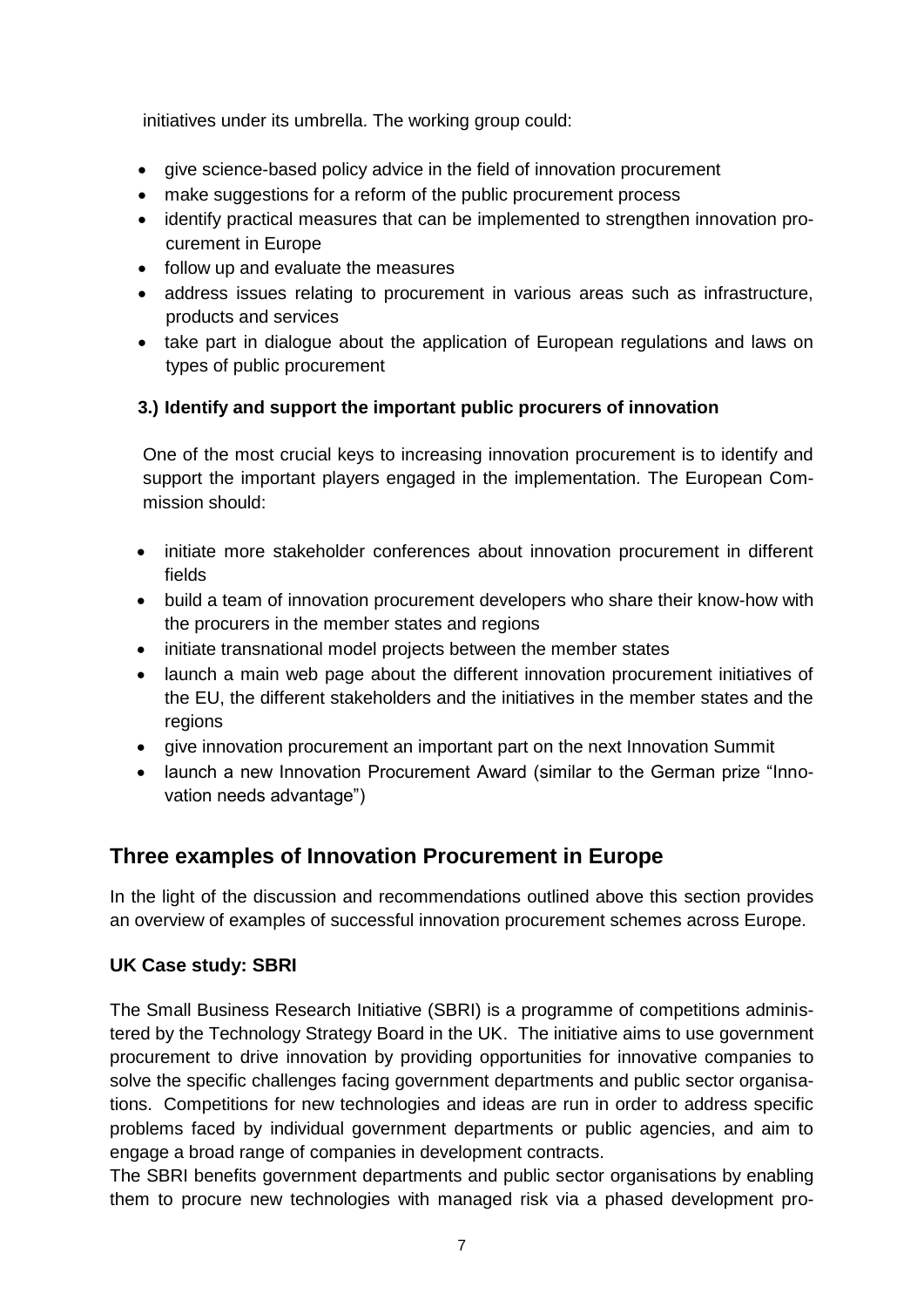initiatives under its umbrella. The working group could:

- give science-based policy advice in the field of innovation procurement
- make suggestions for a reform of the public procurement process
- identify practical measures that can be implemented to strengthen innovation procurement in Europe
- follow up and evaluate the measures
- address issues relating to procurement in various areas such as infrastructure, products and services
- take part in dialogue about the application of European regulations and laws on types of public procurement

**3.) Identify and support the important public procurers of innovation**

One of the most crucial keys to increasing innovation procurement is to identify and support the important players engaged in the implementation. The European Commission should:

- initiate more stakeholder conferences about innovation procurement in different fields
- build a team of innovation procurement developers who share their know-how with the procurers in the member states and regions
- initiate transnational model projects between the member states
- launch a main web page about the different innovation procurement initiatives of the EU, the different stakeholders and the initiatives in the member states and the regions
- give innovation procurement an important part on the next Innovation Summit
- launch a new Innovation Procurement Award (similar to the German prize "Innovation needs advantage")

## Three examples of Innovation Procurement in Europe

In the light of the discussion and recommendations outlined above this section provides an overview of examples of successful innovation procurement schemes across Europe.

### UK Case study: SBRI

The Small Business Research Initiative (SBRI) is a programme of competitions administered by the Technology Strategy Board in the UK. The initiative aims to use government procurement to drive innovation by providing opportunities for innovative companies to solve the specific challenges facing government departments and public sector organisations. Competitions for new technologies and ideas are run in order to address specific problems faced by individual government departments or public agencies, and aim to engage a broad range of companies in development contracts.

The SBRI benefits government departments and public sector organisations by enabling them to procure new technologies with managed risk via a phased development pro-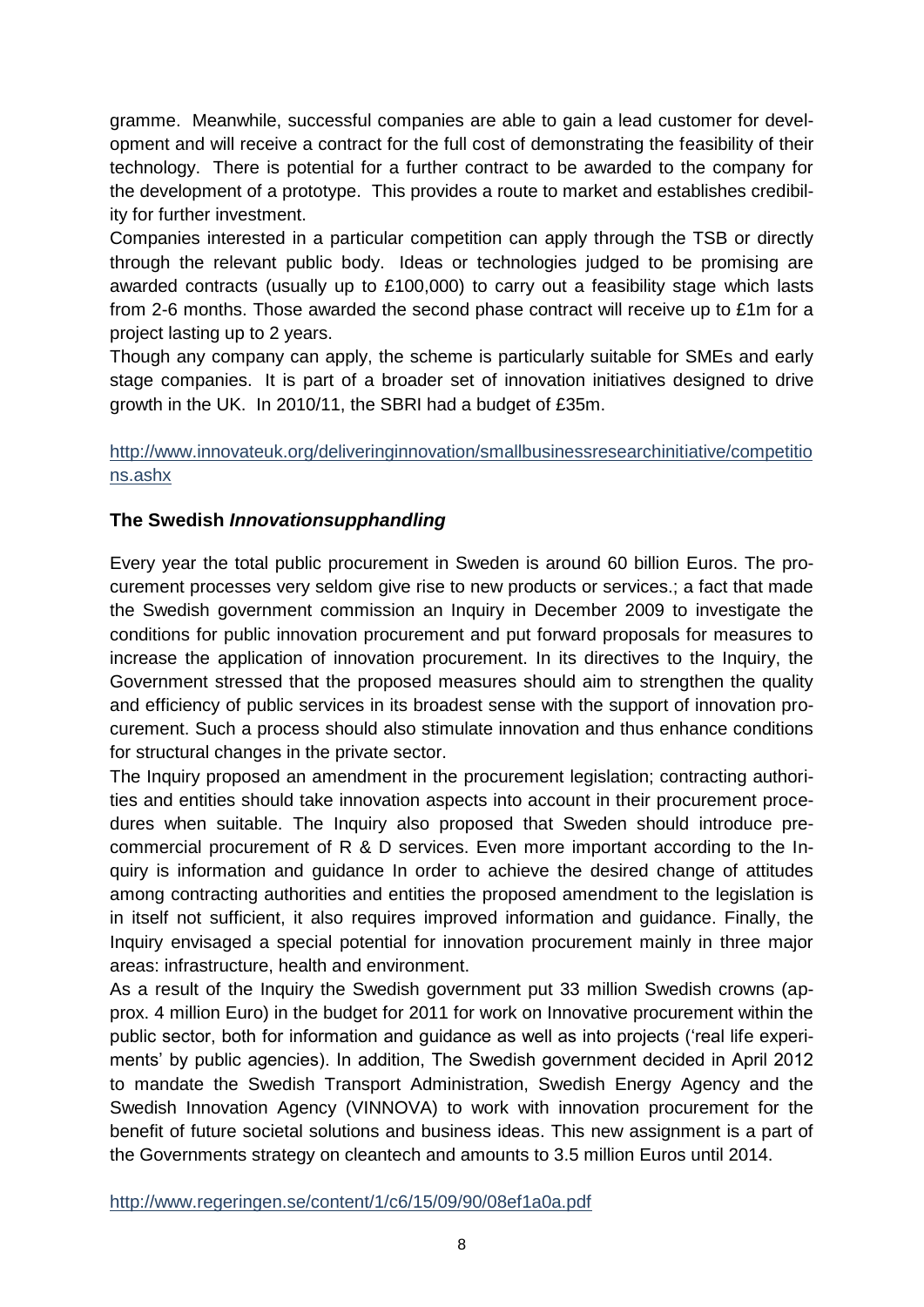gramme. Meanwhile, successful companies are able to gain a lead customer for development and will receive a contract for the full cost of demonstrating the feasibility of their technology. There is potential for a further contract to be awarded to the company for the development of a prototype. This provides a route to market and establishes credibility for further investment.

Companies interested in a particular competition can apply through the TSB or directly through the relevant public body. Ideas or technologies judged to be promising are awarded contracts (usually up to £100,000) to carry out a feasibility stage which lasts from 2-6 months. Those awarded the second phase contract will receive up to £1m for a project lasting up to 2 years.

Though any company can apply, the scheme is particularly suitable for SMEs and early stage companies. It is part of a broader set of innovation initiatives designed to drive growth in the UK. In 2010/11, the SBRI had a budget of £35m.

http://www.innovateuk.org/deliveringinnovation/smallbusinessresearchinitiative/competitions.ashx

### The Swedish ***Innovationsupphandling***

Every year the total public procurement in Sweden is around 60 billion Euros. The procurement processes very seldom give rise to new products or services.; a fact that made the Swedish government commission an Inquiry in December 2009 to investigate the conditions for public innovation procurement and put forward proposals for measures to increase the application of innovation procurement. In its directives to the Inquiry, the Government stressed that the proposed measures should aim to strengthen the quality and efficiency of public services in its broadest sense with the support of innovation procurement. Such a process should also stimulate innovation and thus enhance conditions for structural changes in the private sector.

The Inquiry proposed an amendment in the procurement legislation; contracting authorities and entities should take innovation aspects into account in their procurement procedures when suitable. The Inquiry also proposed that Sweden should introduce pre-commercial procurement of R & D services. Even more important according to the Inquiry is information and guidance In order to achieve the desired change of attitudes among contracting authorities and entities the proposed amendment to the legislation is in itself not sufficient, it also requires improved information and guidance. Finally, the Inquiry envisaged a special potential for innovation procurement mainly in three major areas: infrastructure, health and environment.

As a result of the Inquiry the Swedish government put 33 million Swedish crowns (approx. 4 million Euro) in the budget for 2011 for work on Innovative procurement within the public sector, both for information and guidance as well as into projects ('real life experiments' by public agencies). In addition, The Swedish government decided in April 2012 to mandate the Swedish Transport Administration, Swedish Energy Agency and the Swedish Innovation Agency (VINNOVA) to work with innovation procurement for the benefit of future societal solutions and business ideas. This new assignment is a part of the Governments strategy on cleantech and amounts to 3.5 million Euros until 2014.

http://www.regeringen.se/content/1/c6/15/09/90/08ef1a0a.pdf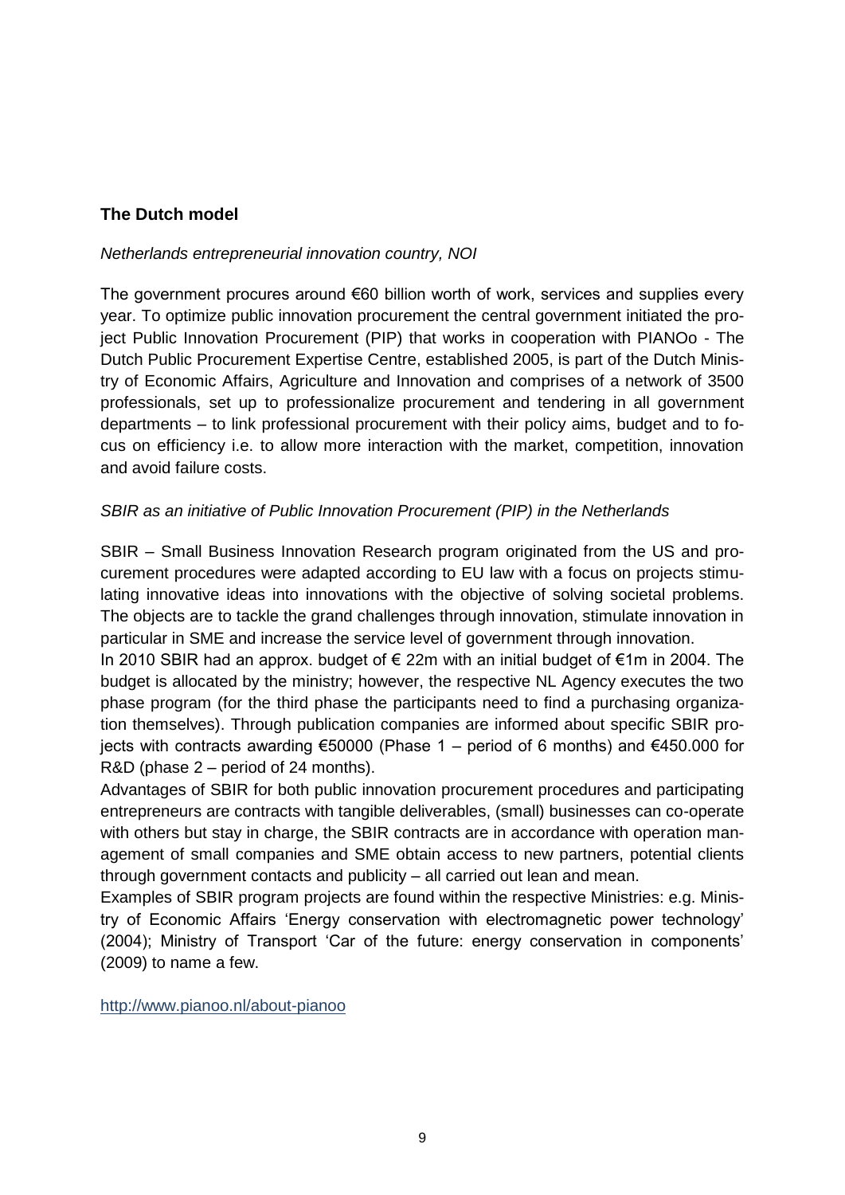## The Dutch model

*Netherlands entrepreneurial innovation country, NOI*

The government procures around €60 billion worth of work, services and supplies every year. To optimize public innovation procurement the central government initiated the project Public Innovation Procurement (PIP) that works in cooperation with PIANOo - The Dutch Public Procurement Expertise Centre, established 2005, is part of the Dutch Ministry of Economic Affairs, Agriculture and Innovation and comprises of a network of 3500 professionals, set up to professionalize procurement and tendering in all government departments – to link professional procurement with their policy aims, budget and to focus on efficiency i.e. to allow more interaction with the market, competition, innovation and avoid failure costs.

*SBIR as an initiative of Public Innovation Procurement (PIP) in the Netherlands*

SBIR – Small Business Innovation Research program originated from the US and procurement procedures were adapted according to EU law with a focus on projects stimulating innovative ideas into innovations with the objective of solving societal problems. The objects are to tackle the grand challenges through innovation, stimulate innovation in particular in SME and increase the service level of government through innovation.

In 2010 SBIR had an approx. budget of € 22m with an initial budget of €1m in 2004. The budget is allocated by the ministry; however, the respective NL Agency executes the two phase program (for the third phase the participants need to find a purchasing organization themselves). Through publication companies are informed about specific SBIR projects with contracts awarding €50000 (Phase 1 – period of 6 months) and €450.000 for R&D (phase 2 – period of 24 months).

Advantages of SBIR for both public innovation procurement procedures and participating entrepreneurs are contracts with tangible deliverables, (small) businesses can co-operate with others but stay in charge, the SBIR contracts are in accordance with operation management of small companies and SME obtain access to new partners, potential clients through government contacts and publicity – all carried out lean and mean.

Examples of SBIR program projects are found within the respective Ministries: e.g. Ministry of Economic Affairs 'Energy conservation with electromagnetic power technology' (2004); Ministry of Transport 'Car of the future: energy conservation in components' (2009) to name a few.

http://www.pianoo.nl/about-pianoo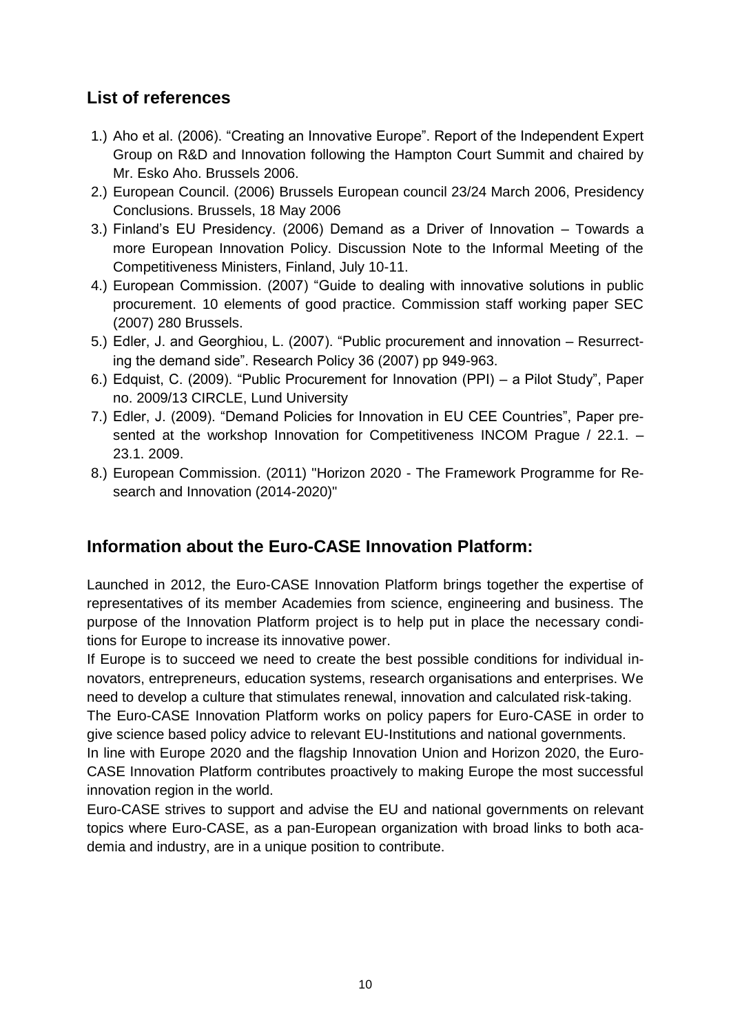## List of references

1.) Aho et al. (2006). "Creating an Innovative Europe". Report of the Independent Expert Group on R&D and Innovation following the Hampton Court Summit and chaired by Mr. Esko Aho. Brussels 2006.
2.) European Council. (2006) Brussels European council 23/24 March 2006, Presidency Conclusions. Brussels, 18 May 2006
3.) Finland's EU Presidency. (2006) Demand as a Driver of Innovation – Towards a more European Innovation Policy. Discussion Note to the Informal Meeting of the Competitiveness Ministers, Finland, July 10-11.
4.) European Commission. (2007) "Guide to dealing with innovative solutions in public procurement. 10 elements of good practice. Commission staff working paper SEC (2007) 280 Brussels.
5.) Edler, J. and Georghiou, L. (2007). "Public procurement and innovation – Resurrecting the demand side". Research Policy 36 (2007) pp 949-963.
6.) Edquist, C. (2009). "Public Procurement for Innovation (PPI) – a Pilot Study", Paper no. 2009/13 CIRCLE, Lund University
7.) Edler, J. (2009). "Demand Policies for Innovation in EU CEE Countries", Paper presented at the workshop Innovation for Competitiveness INCOM Prague / 22.1. – 23.1. 2009.
8.) European Commission. (2011) "Horizon 2020 - The Framework Programme for Research and Innovation (2014-2020)"

## Information about the Euro-CASE Innovation Platform:

Launched in 2012, the Euro-CASE Innovation Platform brings together the expertise of representatives of its member Academies from science, engineering and business. The purpose of the Innovation Platform project is to help put in place the necessary conditions for Europe to increase its innovative power.

If Europe is to succeed we need to create the best possible conditions for individual innovators, entrepreneurs, education systems, research organisations and enterprises. We need to develop a culture that stimulates renewal, innovation and calculated risk-taking.

The Euro-CASE Innovation Platform works on policy papers for Euro-CASE in order to give science based policy advice to relevant EU-Institutions and national governments.

In line with Europe 2020 and the flagship Innovation Union and Horizon 2020, the Euro-CASE Innovation Platform contributes proactively to making Europe the most successful innovation region in the world.

Euro-CASE strives to support and advise the EU and national governments on relevant topics where Euro-CASE, as a pan-European organization with broad links to both academia and industry, are in a unique position to contribute.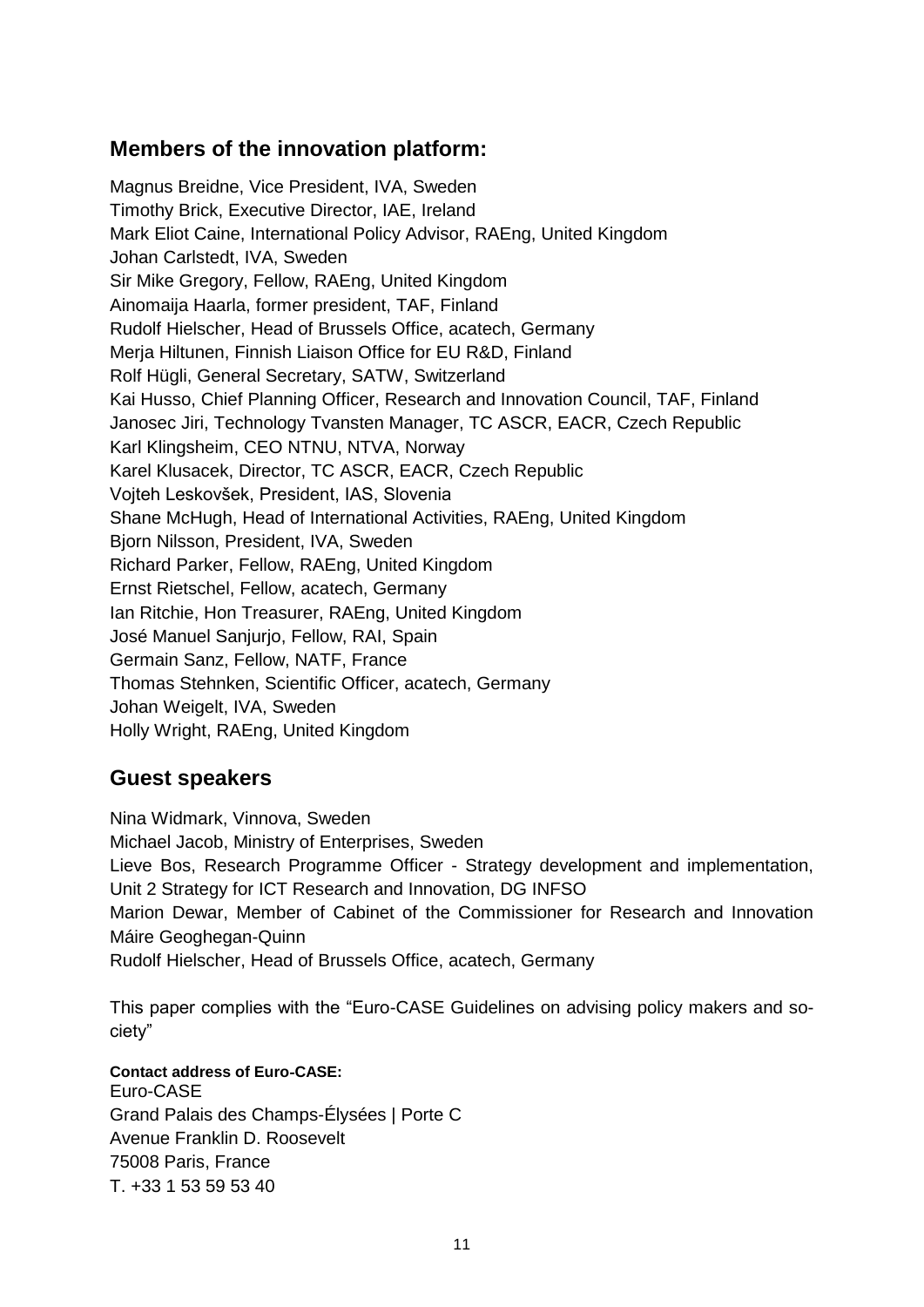## Members of the innovation platform:

Magnus Breidne, Vice President, IVA, Sweden
Timothy Brick, Executive Director, IAE, Ireland
Mark Eliot Caine, International Policy Advisor, RAEng, United Kingdom
Johan Carlstedt, IVA, Sweden
Sir Mike Gregory, Fellow, RAEng, United Kingdom
Ainomaija Haarla, former president, TAF, Finland
Rudolf Hielscher, Head of Brussels Office, acatech, Germany
Merja Hiltunen, Finnish Liaison Office for EU R&D, Finland
Rolf Hügli, General Secretary, SATW, Switzerland
Kai Husso, Chief Planning Officer, Research and Innovation Council, TAF, Finland
Janosec Jiri, Technology Tvansten Manager, TC ASCR, EACR, Czech Republic
Karl Klingsheim, CEO NTNU, NTVA, Norway
Karel Klusacek, Director, TC ASCR, EACR, Czech Republic
Vojteh Leskovšek, President, IAS, Slovenia
Shane McHugh, Head of International Activities, RAEng, United Kingdom
Bjorn Nilsson, President, IVA, Sweden
Richard Parker, Fellow, RAEng, United Kingdom
Ernst Rietschel, Fellow, acatech, Germany
Ian Ritchie, Hon Treasurer, RAEng, United Kingdom
José Manuel Sanjurjo, Fellow, RAI, Spain
Germain Sanz, Fellow, NATF, France
Thomas Stehnken, Scientific Officer, acatech, Germany
Johan Weigelt, IVA, Sweden
Holly Wright, RAEng, United Kingdom

## Guest speakers

Nina Widmark, Vinnova, Sweden
Michael Jacob, Ministry of Enterprises, Sweden
Lieve Bos, Research Programme Officer - Strategy development and implementation, Unit 2 Strategy for ICT Research and Innovation, DG INFSO
Marion Dewar, Member of Cabinet of the Commissioner for Research and Innovation Máire Geoghegan-Quinn
Rudolf Hielscher, Head of Brussels Office, acatech, Germany

This paper complies with the "Euro-CASE Guidelines on advising policy makers and society"

**Contact address of Euro-CASE:**
Euro-CASE
Grand Palais des Champs-Élysées | Porte C
Avenue Franklin D. Roosevelt
75008 Paris, France
T. +33 1 53 59 53 40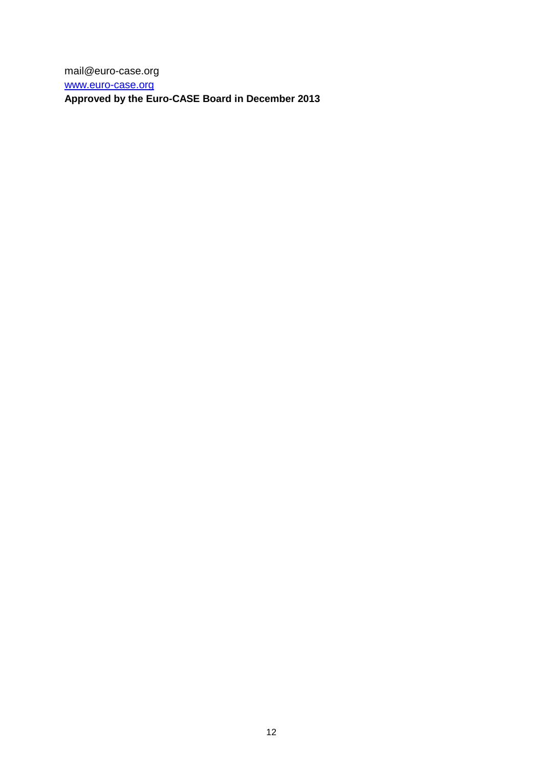mail@euro-case.org
www.euro-case.org
**Approved by the Euro-CASE Board in December 2013**